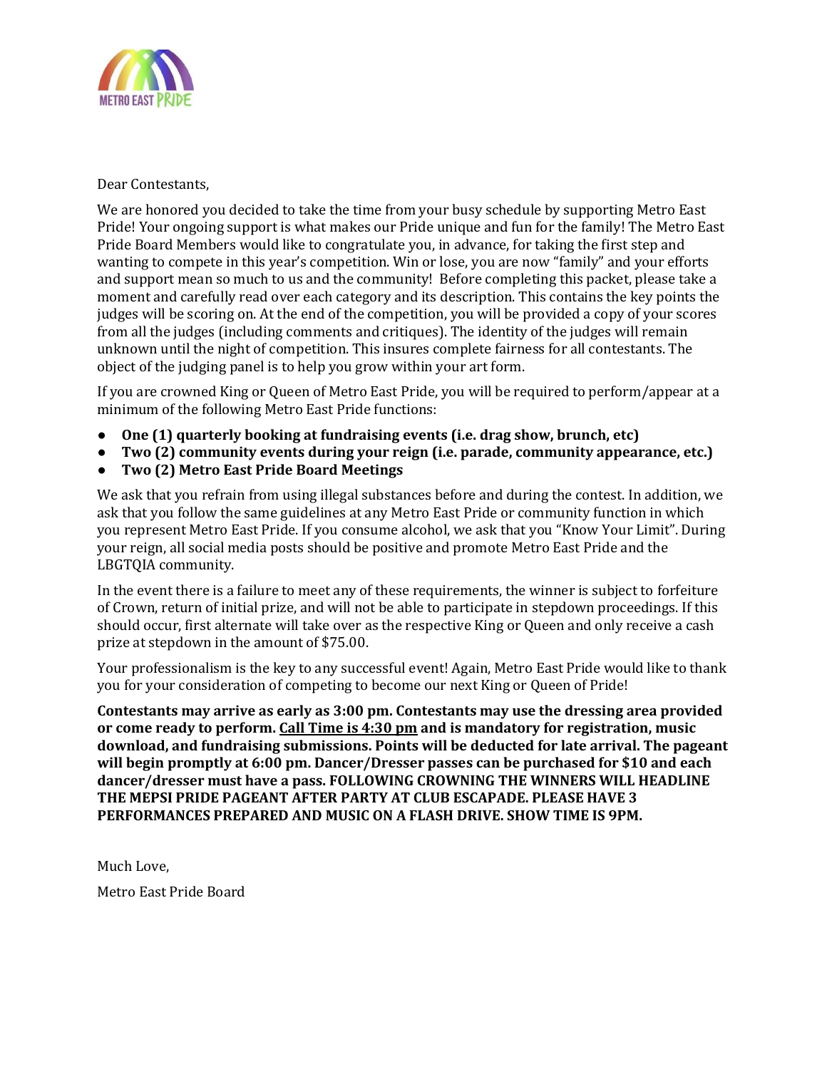Dear Contestants,

We are honored you decided to take the time from your busy schedule by supporting Metro East Pride! Your ongoing support is what makes our Pride unique and fun for the family! The Metro East Pride Board Members would like to congratulate you, in advance, for taking the first step and wanting to compete in this year's competition. Win or lose, you are now "family" and your efforts and support mean so much to us and the community! Before completing this packet, please take a moment and carefully read over each category and its description. This contains the key points the judges will be scoring on. At the end of the competition, you will be provided a copy of your scores from all the judges (including comments and critiques). The identity of the judges will remain unknown until the night of competition. This insures complete fairness for all contestants. The object of the judging panel is to help you grow within your art form.

If you are crowned King or Queen of Metro East Pride, you will be required to perform/appear at a minimum of the following Metro East Pride functions:

- **One (1) quarterly booking at fundraising events (i.e. drag show, brunch, etc)**
- **Two (2) community events during your reign (i.e. parade, community appearance, etc.)**
- **Two (2) Metro East Pride Board Meetings**

We ask that you refrain from using illegal substances before and during the contest. In addition, we ask that you follow the same guidelines at any Metro East Pride or community function in which you represent Metro East Pride. If you consume alcohol, we ask that you "Know Your Limit". During your reign, all social media posts should be positive and promote Metro East Pride and the LBGTQIA community.

In the event there is a failure to meet any of these requirements, the winner is subject to forfeiture of Crown, return of initial prize, and will not be able to participate in stepdown proceedings. If this should occur, first alternate will take over as the respective King or Queen and only receive a cash prize at stepdown in the amount of $75.00.

Your professionalism is the key to any successful event! Again, Metro East Pride would like to thank you for your consideration of competing to become our next King or Queen of Pride!

**Contestants may arrive as early as 3:00 pm. Contestants may use the dressing area provided or come ready to perform. <u>Call Time is 4:30 pm</u> and is mandatory for registration, music download, and fundraising submissions. Points will be deducted for late arrival. The pageant will begin promptly at 6:00 pm. Dancer/Dresser passes can be purchased for $10 and each dancer/dresser must have a pass. FOLLOWING CROWNING THE WINNERS WILL HEADLINE THE MEPSI PRIDE PAGEANT AFTER PARTY AT CLUB ESCAPADE. PLEASE HAVE 3 PERFORMANCES PREPARED AND MUSIC ON A FLASH DRIVE. SHOW TIME IS 9PM.**

Much Love,

Metro East Pride Board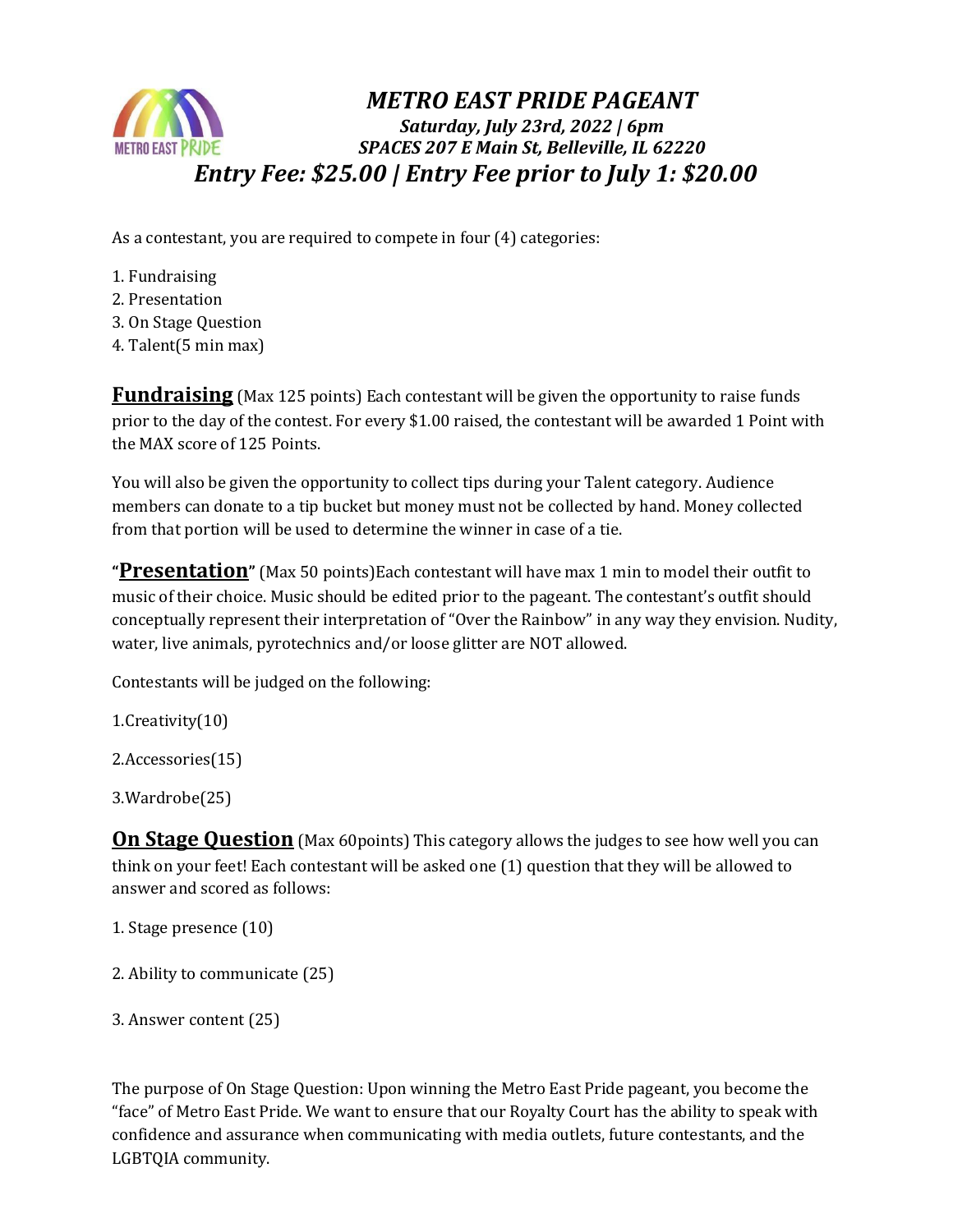# *METRO EAST PRIDE PAGEANT*

***Saturday, July 23rd, 2022 | 6pm***

***SPACES 207 E Main St, Belleville, IL 62220***

## *Entry Fee: $25.00 | Entry Fee prior to July 1: $20.00*

As a contestant, you are required to compete in four (4) categories:

1. Fundraising
2. Presentation
3. On Stage Question
4. Talent(5 min max)

**Fundraising** (Max 125 points) Each contestant will be given the opportunity to raise funds prior to the day of the contest. For every $1.00 raised, the contestant will be awarded 1 Point with the MAX score of 125 Points.

You will also be given the opportunity to collect tips during your Talent category. Audience members can donate to a tip bucket but money must not be collected by hand. Money collected from that portion will be used to determine the winner in case of a tie.

"**Presentation**" (Max 50 points)Each contestant will have max 1 min to model their outfit to music of their choice. Music should be edited prior to the pageant. The contestant's outfit should conceptually represent their interpretation of "Over the Rainbow" in any way they envision. Nudity, water, live animals, pyrotechnics and/or loose glitter are NOT allowed.

Contestants will be judged on the following:

1.Creativity(10)

2.Accessories(15)

3.Wardrobe(25)

**On Stage Question** (Max 60points) This category allows the judges to see how well you can think on your feet! Each contestant will be asked one (1) question that they will be allowed to answer and scored as follows:

1. Stage presence (10)

2. Ability to communicate (25)

3. Answer content (25)

The purpose of On Stage Question: Upon winning the Metro East Pride pageant, you become the "face" of Metro East Pride. We want to ensure that our Royalty Court has the ability to speak with confidence and assurance when communicating with media outlets, future contestants, and the LGBTQIA community.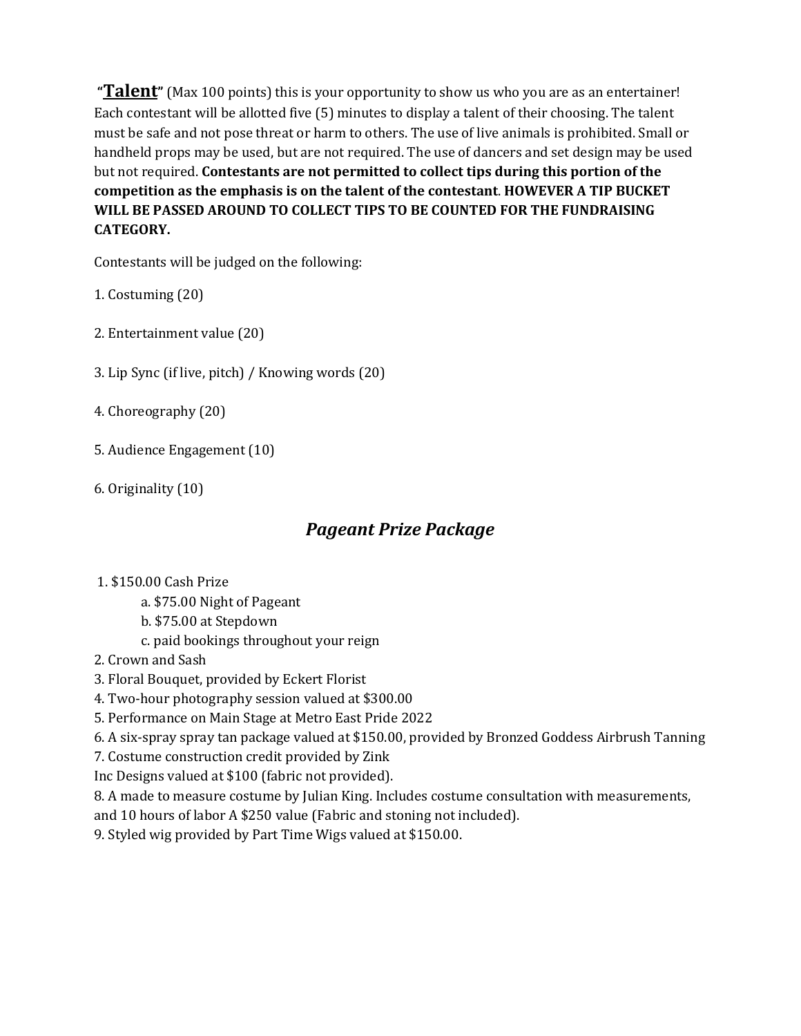"**<u>Talent</u>**" (Max 100 points) this is your opportunity to show us who you are as an entertainer! Each contestant will be allotted five (5) minutes to display a talent of their choosing. The talent must be safe and not pose threat or harm to others. The use of live animals is prohibited. Small or handheld props may be used, but are not required. The use of dancers and set design may be used but not required. **Contestants are not permitted to collect tips during this portion of the competition as the emphasis is on the talent of the contestant**. **HOWEVER A TIP BUCKET WILL BE PASSED AROUND TO COLLECT TIPS TO BE COUNTED FOR THE FUNDRAISING CATEGORY.**

Contestants will be judged on the following:

1. Costuming (20)

2. Entertainment value (20)

3. Lip Sync (if live, pitch) / Knowing words (20)

4. Choreography (20)

5. Audience Engagement (10)

6. Originality (10)

## *Pageant Prize Package*

1. $150.00 Cash Prize
   a. $75.00 Night of Pageant
   b. $75.00 at Stepdown
   c. paid bookings throughout your reign
2. Crown and Sash
3. Floral Bouquet, provided by Eckert Florist
4. Two-hour photography session valued at $300.00
5. Performance on Main Stage at Metro East Pride 2022
6. A six-spray spray tan package valued at $150.00, provided by Bronzed Goddess Airbrush Tanning
7. Costume construction credit provided by Zink Inc Designs valued at $100 (fabric not provided).
8. A made to measure costume by Julian King. Includes costume consultation with measurements, and 10 hours of labor A $250 value (Fabric and stoning not included).
9. Styled wig provided by Part Time Wigs valued at $150.00.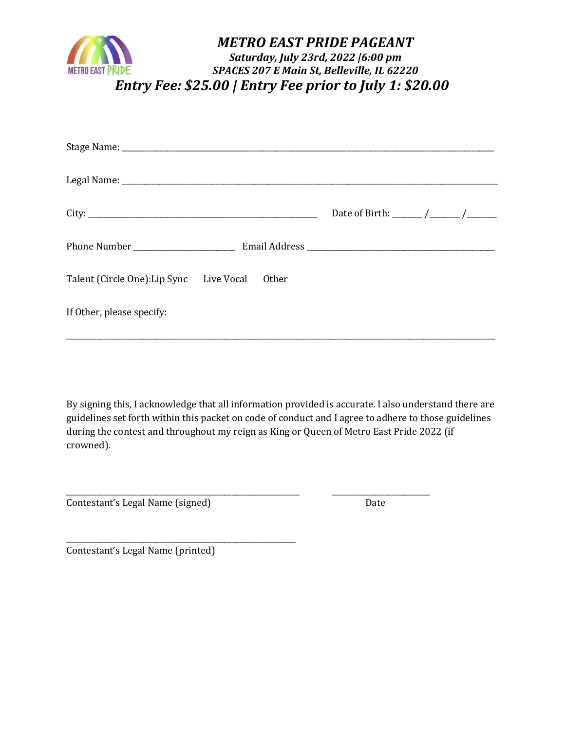# *METRO EAST PRIDE PAGEANT*

***Saturday, July 23rd, 2022 |6:00 pm***

***SPACES 207 E Main St, Belleville, IL 62220***

## ***Entry Fee: $25.00 | Entry Fee prior to July 1: $20.00***

Stage Name: ______________________________________________________________________________

Legal Name: ______________________________________________________________________________

City: ____________________________________________________ Date of Birth: _______ /_______ /_______

Phone Number ________________________ Email Address ____________________________________________

Talent (Circle One):Lip Sync Live Vocal Other

If Other, please specify:

______________________________________________________________________________________________

By signing this, I acknowledge that all information provided is accurate. I also understand there are guidelines set forth within this packet on code of conduct and I agree to adhere to those guidelines during the contest and throughout my reign as King or Queen of Metro East Pride 2022 (if crowned).

_______________________________________________ ________________________

Contestant's Legal Name (signed) Date

_______________________________________________

Contestant's Legal Name (printed)